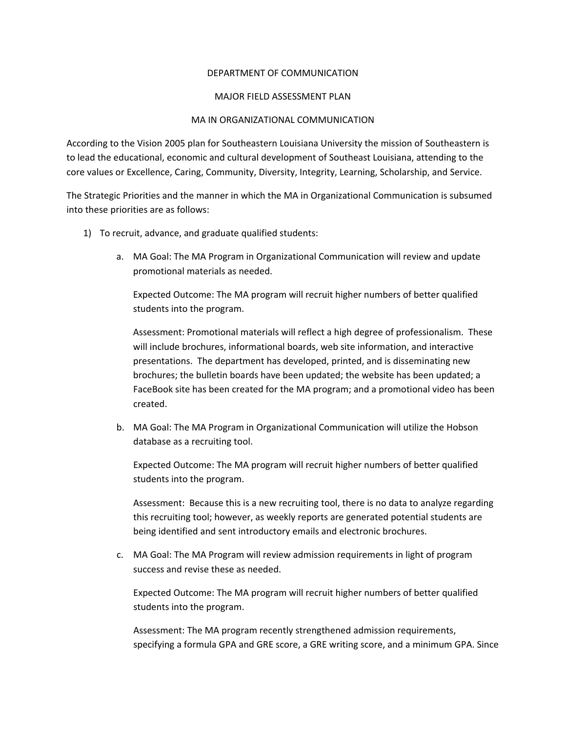# DEPARTMENT OF COMMUNICATION

## MAJOR FIELD ASSESSMENT PLAN

## MA IN ORGANIZATIONAL COMMUNICATION

According to the Vision 2005 plan for Southeastern Louisiana University the mission of Southeastern is to lead the educational, economic and cultural development of Southeast Louisiana, attending to the core values or Excellence, Caring, Community, Diversity, Integrity, Learning, Scholarship, and Service.

The Strategic Priorities and the manner in which the MA in Organizational Communication is subsumed into these priorities are as follows:

1) To recruit, advance, and graduate qualified students:

   a. MA Goal: The MA Program in Organizational Communication will review and update promotional materials as needed.

      Expected Outcome: The MA program will recruit higher numbers of better qualified students into the program.

      Assessment: Promotional materials will reflect a high degree of professionalism. These will include brochures, informational boards, web site information, and interactive presentations. The department has developed, printed, and is disseminating new brochures; the bulletin boards have been updated; the website has been updated; a FaceBook site has been created for the MA program; and a promotional video has been created.

   b. MA Goal: The MA Program in Organizational Communication will utilize the Hobson database as a recruiting tool.

      Expected Outcome: The MA program will recruit higher numbers of better qualified students into the program.

      Assessment: Because this is a new recruiting tool, there is no data to analyze regarding this recruiting tool; however, as weekly reports are generated potential students are being identified and sent introductory emails and electronic brochures.

   c. MA Goal: The MA Program will review admission requirements in light of program success and revise these as needed.

      Expected Outcome: The MA program will recruit higher numbers of better qualified students into the program.

      Assessment: The MA program recently strengthened admission requirements, specifying a formula GPA and GRE score, a GRE writing score, and a minimum GPA. Since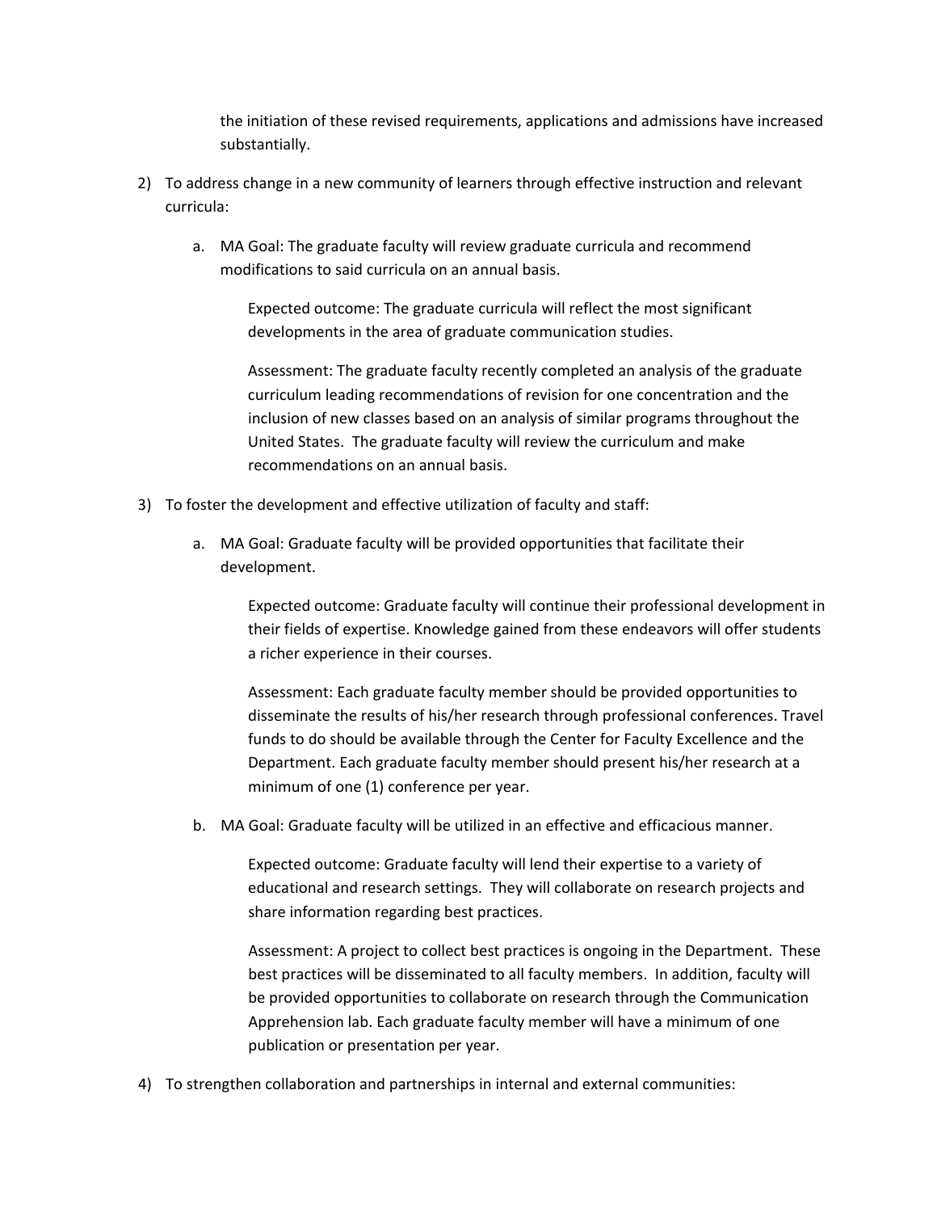the initiation of these revised requirements, applications and admissions have increased substantially.

2) To address change in a new community of learners through effective instruction and relevant curricula:

    a. MA Goal: The graduate faculty will review graduate curricula and recommend modifications to said curricula on an annual basis.

        Expected outcome: The graduate curricula will reflect the most significant developments in the area of graduate communication studies.

        Assessment: The graduate faculty recently completed an analysis of the graduate curriculum leading recommendations of revision for one concentration and the inclusion of new classes based on an analysis of similar programs throughout the United States. The graduate faculty will review the curriculum and make recommendations on an annual basis.

3) To foster the development and effective utilization of faculty and staff:

    a. MA Goal: Graduate faculty will be provided opportunities that facilitate their development.

        Expected outcome: Graduate faculty will continue their professional development in their fields of expertise. Knowledge gained from these endeavors will offer students a richer experience in their courses.

        Assessment: Each graduate faculty member should be provided opportunities to disseminate the results of his/her research through professional conferences. Travel funds to do should be available through the Center for Faculty Excellence and the Department. Each graduate faculty member should present his/her research at a minimum of one (1) conference per year.

    b. MA Goal: Graduate faculty will be utilized in an effective and efficacious manner.

        Expected outcome: Graduate faculty will lend their expertise to a variety of educational and research settings. They will collaborate on research projects and share information regarding best practices.

        Assessment: A project to collect best practices is ongoing in the Department. These best practices will be disseminated to all faculty members. In addition, faculty will be provided opportunities to collaborate on research through the Communication Apprehension lab. Each graduate faculty member will have a minimum of one publication or presentation per year.

4) To strengthen collaboration and partnerships in internal and external communities: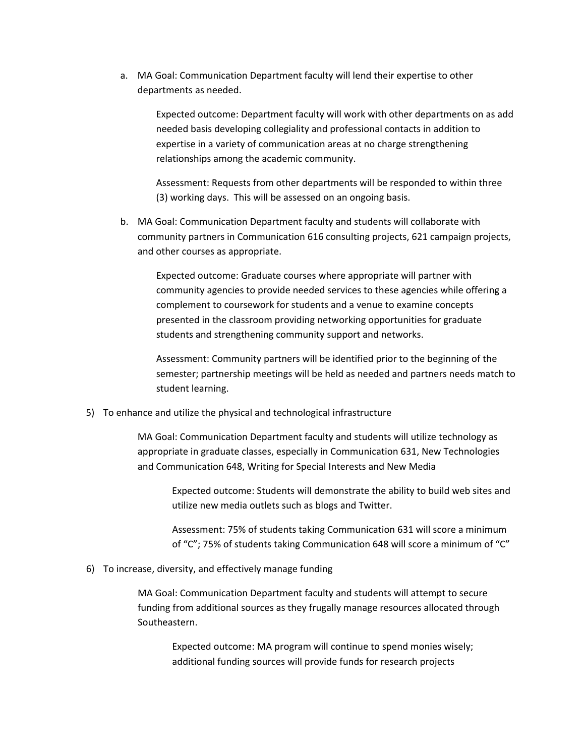a. MA Goal: Communication Department faculty will lend their expertise to other departments as needed.

    Expected outcome: Department faculty will work with other departments on as add needed basis developing collegiality and professional contacts in addition to expertise in a variety of communication areas at no charge strengthening relationships among the academic community.

    Assessment: Requests from other departments will be responded to within three (3) working days. This will be assessed on an ongoing basis.

b. MA Goal: Communication Department faculty and students will collaborate with community partners in Communication 616 consulting projects, 621 campaign projects, and other courses as appropriate.

    Expected outcome: Graduate courses where appropriate will partner with community agencies to provide needed services to these agencies while offering a complement to coursework for students and a venue to examine concepts presented in the classroom providing networking opportunities for graduate students and strengthening community support and networks.

    Assessment: Community partners will be identified prior to the beginning of the semester; partnership meetings will be held as needed and partners needs match to student learning.

5) To enhance and utilize the physical and technological infrastructure

    MA Goal: Communication Department faculty and students will utilize technology as appropriate in graduate classes, especially in Communication 631, New Technologies and Communication 648, Writing for Special Interests and New Media

    Expected outcome: Students will demonstrate the ability to build web sites and utilize new media outlets such as blogs and Twitter.

    Assessment: 75% of students taking Communication 631 will score a minimum of "C"; 75% of students taking Communication 648 will score a minimum of "C"

6) To increase, diversity, and effectively manage funding

    MA Goal: Communication Department faculty and students will attempt to secure funding from additional sources as they frugally manage resources allocated through Southeastern.

    Expected outcome: MA program will continue to spend monies wisely; additional funding sources will provide funds for research projects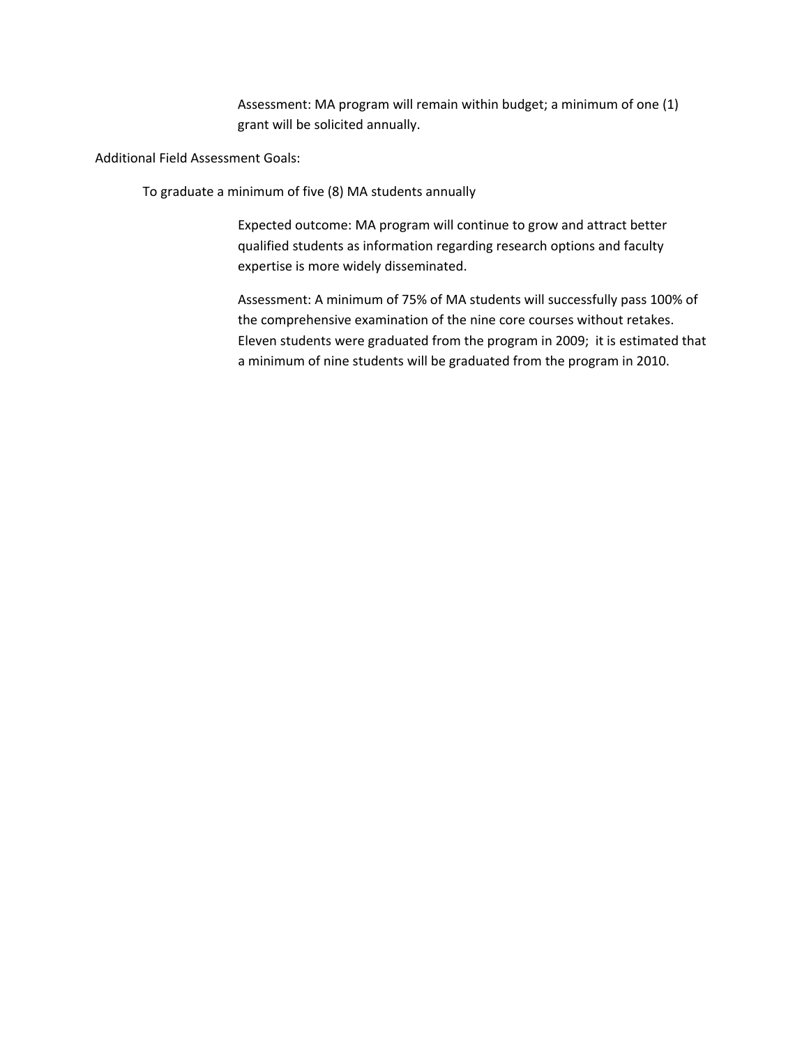Assessment: MA program will remain within budget; a minimum of one (1) grant will be solicited annually.

Additional Field Assessment Goals:

To graduate a minimum of five (8) MA students annually

Expected outcome: MA program will continue to grow and attract better qualified students as information regarding research options and faculty expertise is more widely disseminated.

Assessment: A minimum of 75% of MA students will successfully pass 100% of the comprehensive examination of the nine core courses without retakes. Eleven students were graduated from the program in 2009; it is estimated that a minimum of nine students will be graduated from the program in 2010.